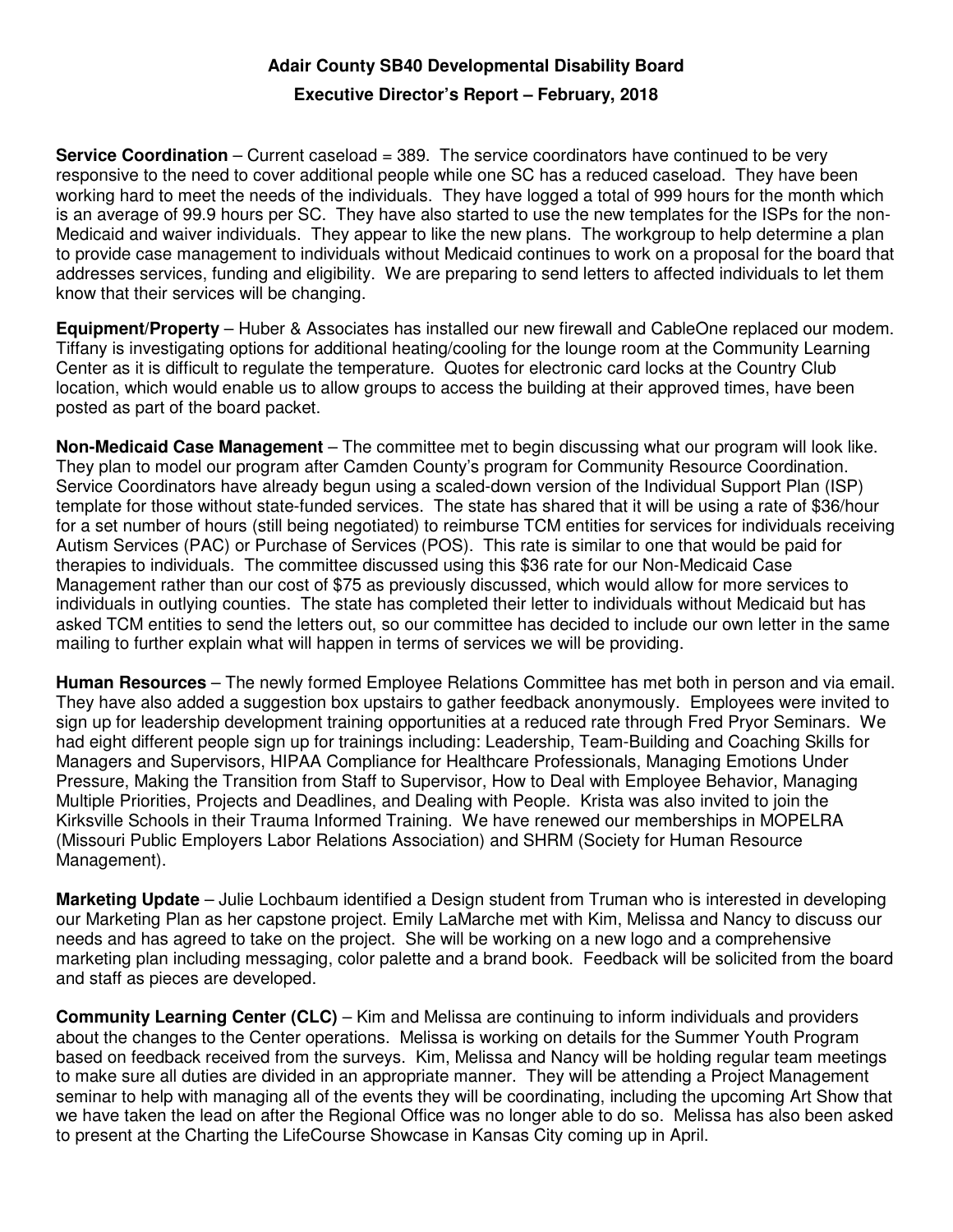# Adair County SB40 Developmental Disability Board

## Executive Director's Report – February, 2018

**Service Coordination** – Current caseload = 389. The service coordinators have continued to be very responsive to the need to cover additional people while one SC has a reduced caseload. They have been working hard to meet the needs of the individuals. They have logged a total of 999 hours for the month which is an average of 99.9 hours per SC. They have also started to use the new templates for the ISPs for the non-Medicaid and waiver individuals. They appear to like the new plans. The workgroup to help determine a plan to provide case management to individuals without Medicaid continues to work on a proposal for the board that addresses services, funding and eligibility. We are preparing to send letters to affected individuals to let them know that their services will be changing.

**Equipment/Property** – Huber & Associates has installed our new firewall and CableOne replaced our modem. Tiffany is investigating options for additional heating/cooling for the lounge room at the Community Learning Center as it is difficult to regulate the temperature. Quotes for electronic card locks at the Country Club location, which would enable us to allow groups to access the building at their approved times, have been posted as part of the board packet.

**Non-Medicaid Case Management** – The committee met to begin discussing what our program will look like. They plan to model our program after Camden County's program for Community Resource Coordination. Service Coordinators have already begun using a scaled-down version of the Individual Support Plan (ISP) template for those without state-funded services. The state has shared that it will be using a rate of $36/hour for a set number of hours (still being negotiated) to reimburse TCM entities for services for individuals receiving Autism Services (PAC) or Purchase of Services (POS). This rate is similar to one that would be paid for therapies to individuals. The committee discussed using this $36 rate for our Non-Medicaid Case Management rather than our cost of $75 as previously discussed, which would allow for more services to individuals in outlying counties. The state has completed their letter to individuals without Medicaid but has asked TCM entities to send the letters out, so our committee has decided to include our own letter in the same mailing to further explain what will happen in terms of services we will be providing.

**Human Resources** – The newly formed Employee Relations Committee has met both in person and via email. They have also added a suggestion box upstairs to gather feedback anonymously. Employees were invited to sign up for leadership development training opportunities at a reduced rate through Fred Pryor Seminars. We had eight different people sign up for trainings including: Leadership, Team-Building and Coaching Skills for Managers and Supervisors, HIPAA Compliance for Healthcare Professionals, Managing Emotions Under Pressure, Making the Transition from Staff to Supervisor, How to Deal with Employee Behavior, Managing Multiple Priorities, Projects and Deadlines, and Dealing with People. Krista was also invited to join the Kirksville Schools in their Trauma Informed Training. We have renewed our memberships in MOPELRA (Missouri Public Employers Labor Relations Association) and SHRM (Society for Human Resource Management).

**Marketing Update** – Julie Lochbaum identified a Design student from Truman who is interested in developing our Marketing Plan as her capstone project. Emily LaMarche met with Kim, Melissa and Nancy to discuss our needs and has agreed to take on the project. She will be working on a new logo and a comprehensive marketing plan including messaging, color palette and a brand book. Feedback will be solicited from the board and staff as pieces are developed.

**Community Learning Center (CLC)** – Kim and Melissa are continuing to inform individuals and providers about the changes to the Center operations. Melissa is working on details for the Summer Youth Program based on feedback received from the surveys. Kim, Melissa and Nancy will be holding regular team meetings to make sure all duties are divided in an appropriate manner. They will be attending a Project Management seminar to help with managing all of the events they will be coordinating, including the upcoming Art Show that we have taken the lead on after the Regional Office was no longer able to do so. Melissa has also been asked to present at the Charting the LifeCourse Showcase in Kansas City coming up in April.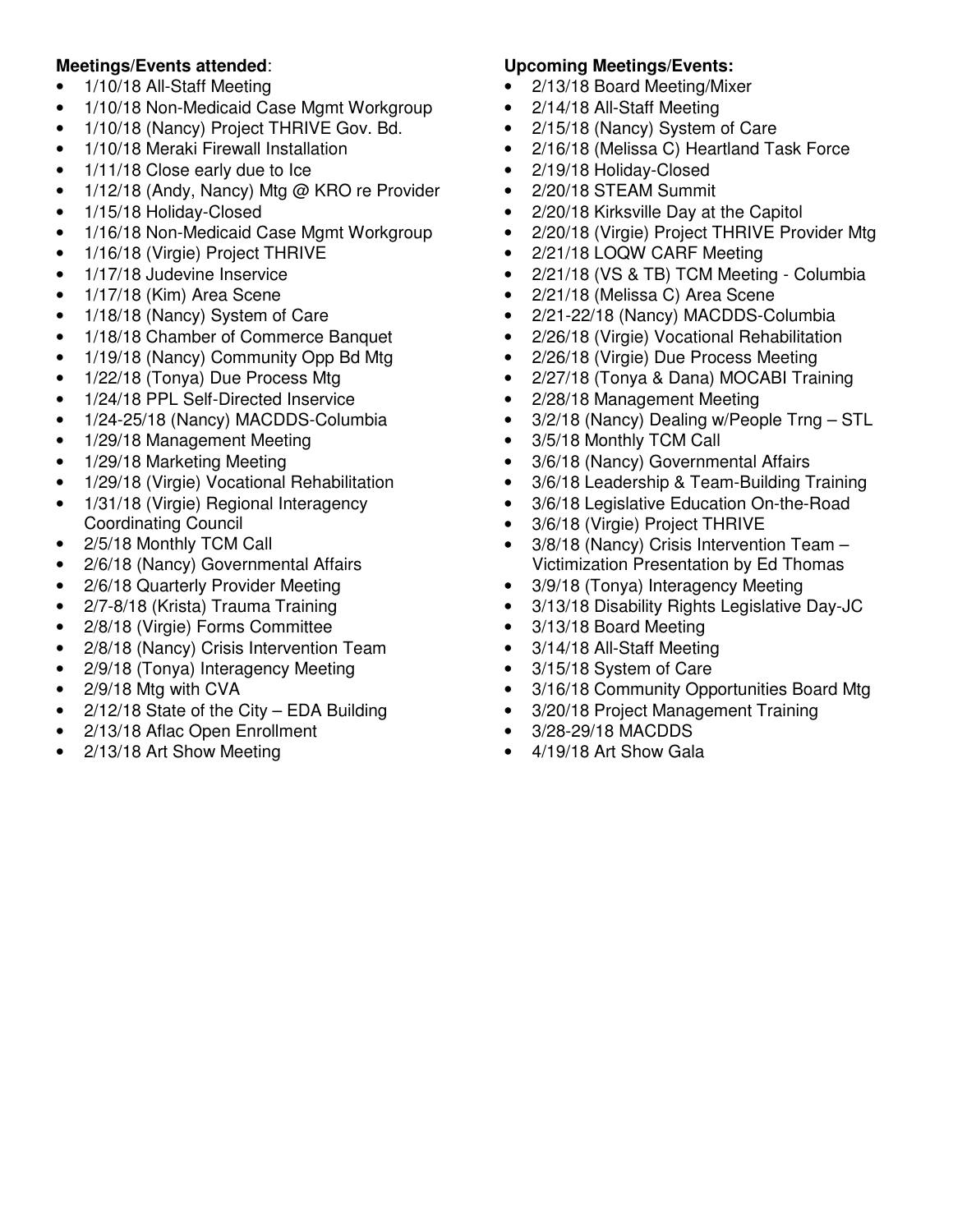**Meetings/Events attended**:

- 1/10/18 All-Staff Meeting
- 1/10/18 Non-Medicaid Case Mgmt Workgroup
- 1/10/18 (Nancy) Project THRIVE Gov. Bd.
- 1/10/18 Meraki Firewall Installation
- 1/11/18 Close early due to Ice
- 1/12/18 (Andy, Nancy) Mtg @ KRO re Provider
- 1/15/18 Holiday-Closed
- 1/16/18 Non-Medicaid Case Mgmt Workgroup
- 1/16/18 (Virgie) Project THRIVE
- 1/17/18 Judevine Inservice
- 1/17/18 (Kim) Area Scene
- 1/18/18 (Nancy) System of Care
- 1/18/18 Chamber of Commerce Banquet
- 1/19/18 (Nancy) Community Opp Bd Mtg
- 1/22/18 (Tonya) Due Process Mtg
- 1/24/18 PPL Self-Directed Inservice
- 1/24-25/18 (Nancy) MACDDS-Columbia
- 1/29/18 Management Meeting
- 1/29/18 Marketing Meeting
- 1/29/18 (Virgie) Vocational Rehabilitation
- 1/31/18 (Virgie) Regional Interagency Coordinating Council
- 2/5/18 Monthly TCM Call
- 2/6/18 (Nancy) Governmental Affairs
- 2/6/18 Quarterly Provider Meeting
- 2/7-8/18 (Krista) Trauma Training
- 2/8/18 (Virgie) Forms Committee
- 2/8/18 (Nancy) Crisis Intervention Team
- 2/9/18 (Tonya) Interagency Meeting
- 2/9/18 Mtg with CVA
- 2/12/18 State of the City – EDA Building
- 2/13/18 Aflac Open Enrollment
- 2/13/18 Art Show Meeting

**Upcoming Meetings/Events:**

- 2/13/18 Board Meeting/Mixer
- 2/14/18 All-Staff Meeting
- 2/15/18 (Nancy) System of Care
- 2/16/18 (Melissa C) Heartland Task Force
- 2/19/18 Holiday-Closed
- 2/20/18 STEAM Summit
- 2/20/18 Kirksville Day at the Capitol
- 2/20/18 (Virgie) Project THRIVE Provider Mtg
- 2/21/18 LOQW CARF Meeting
- 2/21/18 (VS & TB) TCM Meeting - Columbia
- 2/21/18 (Melissa C) Area Scene
- 2/21-22/18 (Nancy) MACDDS-Columbia
- 2/26/18 (Virgie) Vocational Rehabilitation
- 2/26/18 (Virgie) Due Process Meeting
- 2/27/18 (Tonya & Dana) MOCABI Training
- 2/28/18 Management Meeting
- 3/2/18 (Nancy) Dealing w/People Trng – STL
- 3/5/18 Monthly TCM Call
- 3/6/18 (Nancy) Governmental Affairs
- 3/6/18 Leadership & Team-Building Training
- 3/6/18 Legislative Education On-the-Road
- 3/6/18 (Virgie) Project THRIVE
- 3/8/18 (Nancy) Crisis Intervention Team – Victimization Presentation by Ed Thomas
- 3/9/18 (Tonya) Interagency Meeting
- 3/13/18 Disability Rights Legislative Day-JC
- 3/13/18 Board Meeting
- 3/14/18 All-Staff Meeting
- 3/15/18 System of Care
- 3/16/18 Community Opportunities Board Mtg
- 3/20/18 Project Management Training
- 3/28-29/18 MACDDS
- 4/19/18 Art Show Gala